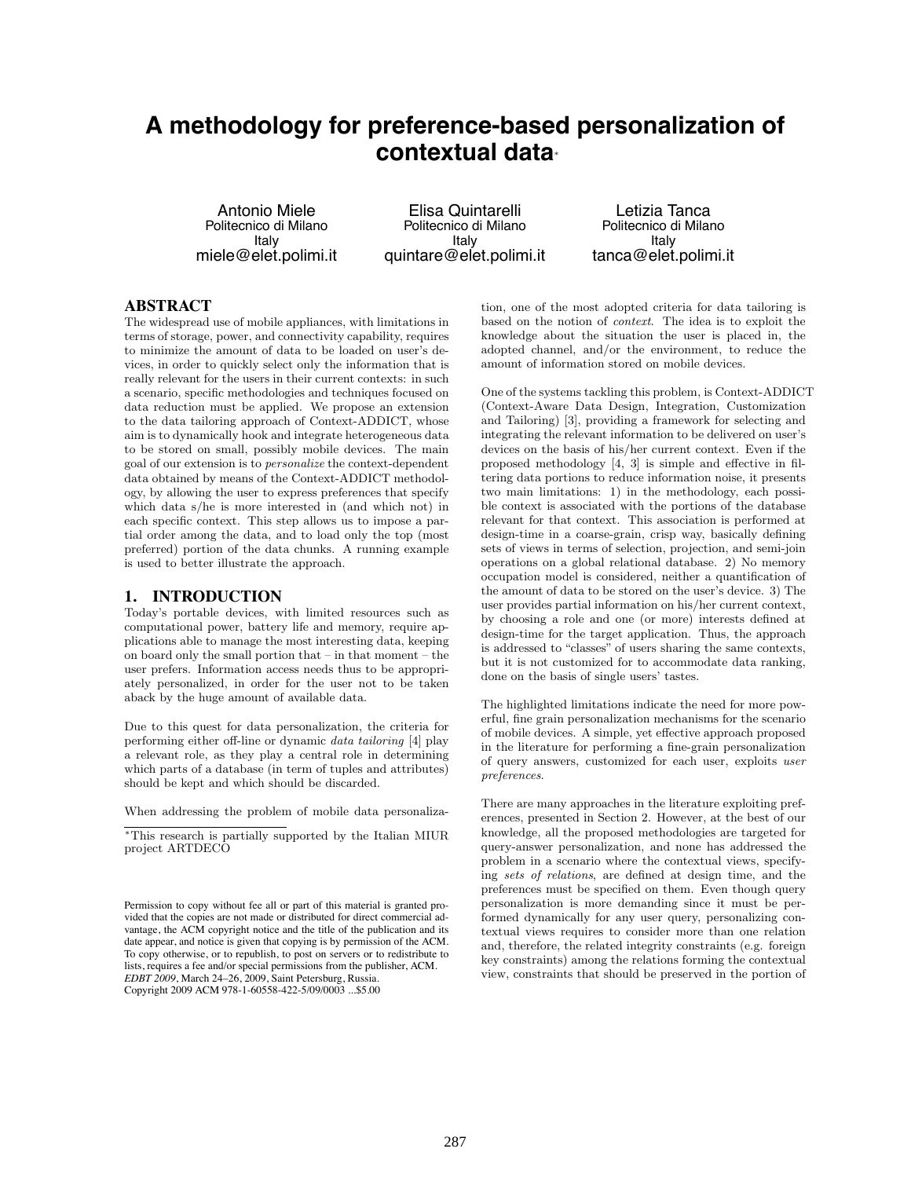# A methodology for preference-based personalization of contextual data*

Antonio Miele
Politecnico di Milano
Italy
miele@elet.polimi.it

Elisa Quintarelli
Politecnico di Milano
Italy
quintare@elet.polimi.it

Letizia Tanca
Politecnico di Milano
Italy
tanca@elet.polimi.it

## ABSTRACT

The widespread use of mobile appliances, with limitations in terms of storage, power, and connectivity capability, requires to minimize the amount of data to be loaded on user's devices, in order to quickly select only the information that is really relevant for the users in their current contexts: in such a scenario, specific methodologies and techniques focused on data reduction must be applied. We propose an extension to the data tailoring approach of Context-ADDICT, whose aim is to dynamically hook and integrate heterogeneous data to be stored on small, possibly mobile devices. The main goal of our extension is to *personalize* the context-dependent data obtained by means of the Context-ADDICT methodology, by allowing the user to express preferences that specify which data s/he is more interested in (and which not) in each specific context. This step allows us to impose a partial order among the data, and to load only the top (most preferred) portion of the data chunks. A running example is used to better illustrate the approach.

## 1. INTRODUCTION

Today's portable devices, with limited resources such as computational power, battery life and memory, require applications able to manage the most interesting data, keeping on board only the small portion that – in that moment – the user prefers. Information access needs thus to be appropriately personalized, in order for the user not to be taken aback by the huge amount of available data.

Due to this quest for data personalization, the criteria for performing either off-line or dynamic *data tailoring* [4] play a relevant role, as they play a central role in determining which parts of a database (in term of tuples and attributes) should be kept and which should be discarded.

When addressing the problem of mobile data personalization, one of the most adopted criteria for data tailoring is based on the notion of *context*. The idea is to exploit the knowledge about the situation the user is placed in, the adopted channel, and/or the environment, to reduce the amount of information stored on mobile devices.

One of the systems tackling this problem, is Context-ADDICT (Context-Aware Data Design, Integration, Customization and Tailoring) [3], providing a framework for selecting and integrating the relevant information to be delivered on user's devices on the basis of his/her current context. Even if the proposed methodology [4, 3] is simple and effective in filtering data portions to reduce information noise, it presents two main limitations: 1) in the methodology, each possible context is associated with the portions of the database relevant for that context. This association is performed at design-time in a coarse-grain, crisp way, basically defining sets of views in terms of selection, projection, and semi-join operations on a global relational database. 2) No memory occupation model is considered, neither a quantification of the amount of data to be stored on the user's device. 3) The user provides partial information on his/her current context, by choosing a role and one (or more) interests defined at design-time for the target application. Thus, the approach is addressed to "classes" of users sharing the same contexts, but it is not customized for to accommodate data ranking, done on the basis of single users' tastes.

The highlighted limitations indicate the need for more powerful, fine grain personalization mechanisms for the scenario of mobile devices. A simple, yet effective approach proposed in the literature for performing a fine-grain personalization of query answers, customized for each user, exploits *user preferences*.

There are many approaches in the literature exploiting preferences, presented in Section 2. However, at the best of our knowledge, all the proposed methodologies are targeted for query-answer personalization, and none has addressed the problem in a scenario where the contextual views, specifying *sets of relations*, are defined at design time, and the preferences must be specified on them. Even though query personalization is more demanding since it must be performed dynamically for any user query, personalizing contextual views requires to consider more than one relation and, therefore, the related integrity constraints (e.g. foreign key constraints) among the relations forming the contextual view, constraints that should be preserved in the portion of

*This research is partially supported by the Italian MIUR project ARTDECO

Permission to copy without fee all or part of this material is granted provided that the copies are not made or distributed for direct commercial advantage, the ACM copyright notice and the title of the publication and its date appear, and notice is given that copying is by permission of the ACM. To copy otherwise, or to republish, to post on servers or to redistribute to lists, requires a fee and/or special permissions from the publisher, ACM.
*EDBT 2009*, March 24–26, 2009, Saint Petersburg, Russia.
Copyright 2009 ACM 978-1-60558-422-5/09/0003 ...$5.00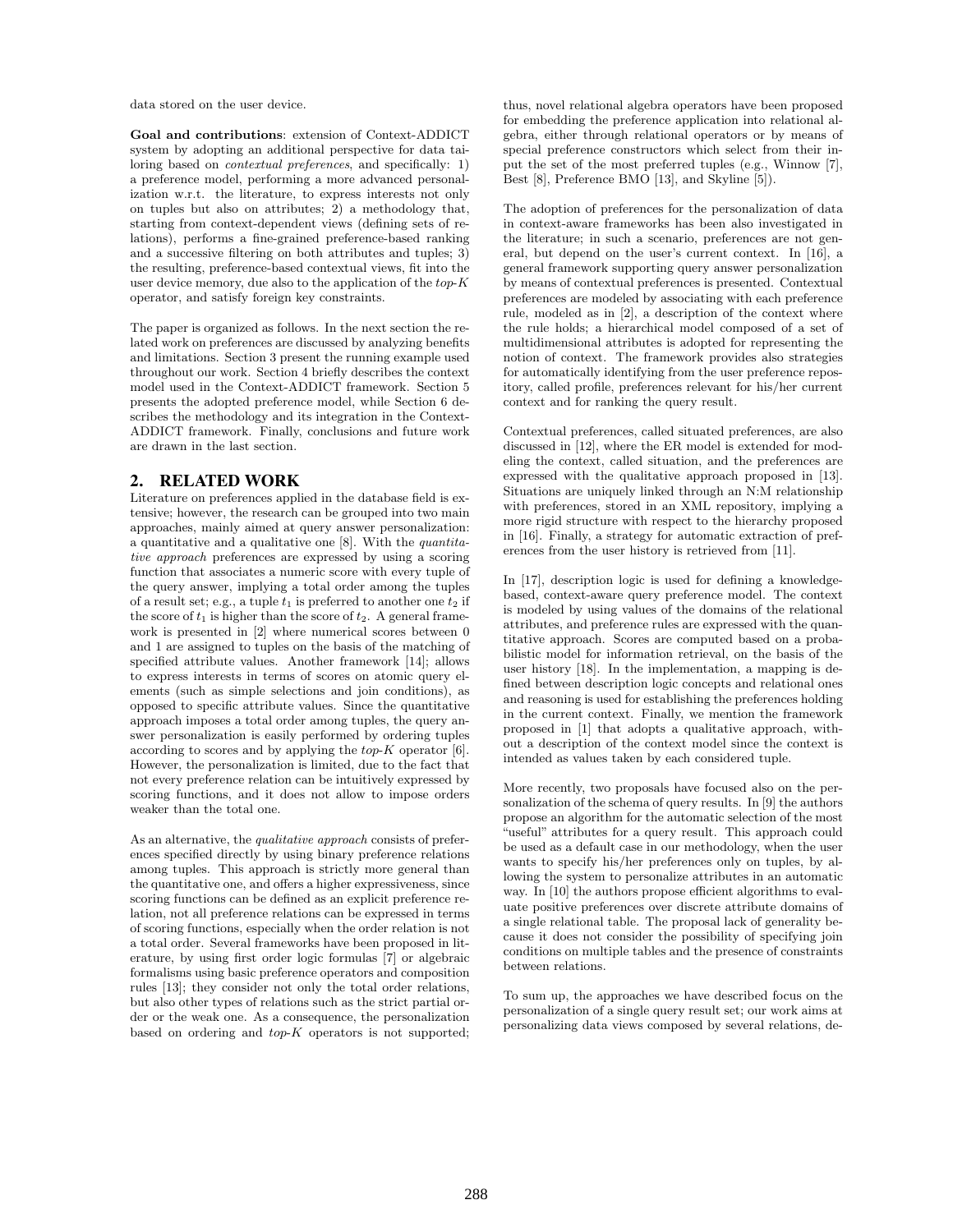data stored on the user device.

**Goal and contributions**: extension of Context-ADDICT system by adopting an additional perspective for data tailoring based on *contextual preferences*, and specifically: 1) a preference model, performing a more advanced personalization w.r.t. the literature, to express interests not only on tuples but also on attributes; 2) a methodology that, starting from context-dependent views (defining sets of relations), performs a fine-grained preference-based ranking and a successive filtering on both attributes and tuples; 3) the resulting, preference-based contextual views, fit into the user device memory, due also to the application of the *top-K* operator, and satisfy foreign key constraints.

The paper is organized as follows. In the next section the related work on preferences are discussed by analyzing benefits and limitations. Section 3 present the running example used throughout our work. Section 4 briefly describes the context model used in the Context-ADDICT framework. Section 5 presents the adopted preference model, while Section 6 describes the methodology and its integration in the Context-ADDICT framework. Finally, conclusions and future work are drawn in the last section.

## 2. RELATED WORK

Literature on preferences applied in the database field is extensive; however, the research can be grouped into two main approaches, mainly aimed at query answer personalization: a quantitative and a qualitative one [8]. With the *quantitative approach* preferences are expressed by using a scoring function that associates a numeric score with every tuple of the query answer, implying a total order among the tuples of a result set; e.g., a tuple $t_1$ is preferred to another one $t_2$ if the score of $t_1$ is higher than the score of $t_2$. A general framework is presented in [2] where numerical scores between 0 and 1 are assigned to tuples on the basis of the matching of specified attribute values. Another framework [14]; allows to express interests in terms of scores on atomic query elements (such as simple selections and join conditions), as opposed to specific attribute values. Since the quantitative approach imposes a total order among tuples, the query answer personalization is easily performed by ordering tuples according to scores and by applying the *top-K* operator [6]. However, the personalization is limited, due to the fact that not every preference relation can be intuitively expressed by scoring functions, and it does not allow to impose orders weaker than the total one.

As an alternative, the *qualitative approach* consists of preferences specified directly by using binary preference relations among tuples. This approach is strictly more general than the quantitative one, and offers a higher expressiveness, since scoring functions can be defined as an explicit preference relation, not all preference relations can be expressed in terms of scoring functions, especially when the order relation is not a total order. Several frameworks have been proposed in literature, by using first order logic formulas [7] or algebraic formalisms using basic preference operators and composition rules [13]; they consider not only the total order relations, but also other types of relations such as the strict partial order or the weak one. As a consequence, the personalization based on ordering and *top-K* operators is not supported; thus, novel relational algebra operators have been proposed for embedding the preference application into relational algebra, either through relational operators or by means of special preference constructors which select from their input the set of the most preferred tuples (e.g., Winnow [7], Best [8], Preference BMO [13], and Skyline [5]).

The adoption of preferences for the personalization of data in context-aware frameworks has been also investigated in the literature; in such a scenario, preferences are not general, but depend on the user's current context. In [16], a general framework supporting query answer personalization by means of contextual preferences is presented. Contextual preferences are modeled by associating with each preference rule, modeled as in [2], a description of the context where the rule holds; a hierarchical model composed of a set of multidimensional attributes is adopted for representing the notion of context. The framework provides also strategies for automatically identifying from the user preference repository, called profile, preferences relevant for his/her current context and for ranking the query result.

Contextual preferences, called situated preferences, are also discussed in [12], where the ER model is extended for modeling the context, called situation, and the preferences are expressed with the qualitative approach proposed in [13]. Situations are uniquely linked through an N:M relationship with preferences, stored in an XML repository, implying a more rigid structure with respect to the hierarchy proposed in [16]. Finally, a strategy for automatic extraction of preferences from the user history is retrieved from [11].

In [17], description logic is used for defining a knowledge-based, context-aware query preference model. The context is modeled by using values of the domains of the relational attributes, and preference rules are expressed with the quantitative approach. Scores are computed based on a probabilistic model for information retrieval, on the basis of the user history [18]. In the implementation, a mapping is defined between description logic concepts and relational ones and reasoning is used for establishing the preferences holding in the current context. Finally, we mention the framework proposed in [1] that adopts a qualitative approach, without a description of the context model since the context is intended as values taken by each considered tuple.

More recently, two proposals have focused also on the personalization of the schema of query results. In [9] the authors propose an algorithm for the automatic selection of the most "useful" attributes for a query result. This approach could be used as a default case in our methodology, when the user wants to specify his/her preferences only on tuples, by allowing the system to personalize attributes in an automatic way. In [10] the authors propose efficient algorithms to evaluate positive preferences over discrete attribute domains of a single relational table. The proposal lack of generality because it does not consider the possibility of specifying join conditions on multiple tables and the presence of constraints between relations.

To sum up, the approaches we have described focus on the personalization of a single query result set; our work aims at personalizing data views composed by several relations, de-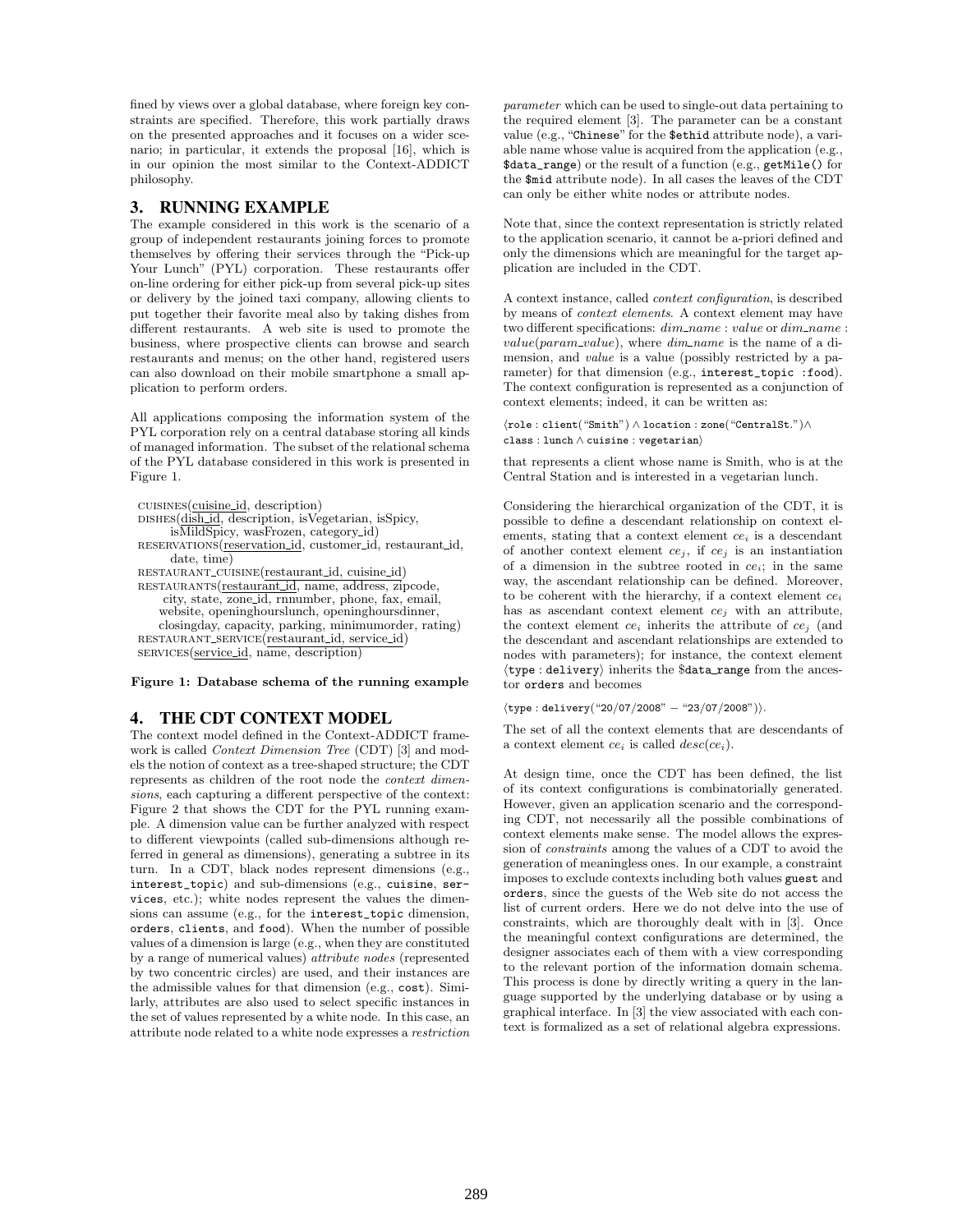fined by views over a global database, where foreign key constraints are specified. Therefore, this work partially draws on the presented approaches and it focuses on a wider scenario; in particular, it extends the proposal [16], which is in our opinion the most similar to the Context-ADDICT philosophy.

## 3. RUNNING EXAMPLE

The example considered in this work is the scenario of a group of independent restaurants joining forces to promote themselves by offering their services through the "Pick-up Your Lunch" (PYL) corporation. These restaurants offer on-line ordering for either pick-up from several pick-up sites or delivery by the joined taxi company, allowing clients to put together their favorite meal also by taking dishes from different restaurants. A web site is used to promote the business, where prospective clients can browse and search restaurants and menus; on the other hand, registered users can also download on their mobile smartphone a small application to perform orders.

All applications composing the information system of the PYL corporation rely on a central database storing all kinds of managed information. The subset of the relational schema of the PYL database considered in this work is presented in Figure 1.

CUISINES(<u>cuisine_id</u>, description)
DISHES(<u>dish_id</u>, description, isVegetarian, isSpicy, isMildSpicy, wasFrozen, category_id)
RESERVATIONS(<u>reservation_id</u>, customer_id, restaurant_id, date, time)
RESTAURANT_CUISINE(<u>restaurant_id, cuisine_id</u>)
RESTAURANTS(<u>restaurant_id</u>, name, address, zipcode, city, state, zone_id, rnnumber, phone, fax, email, website, openinghourslunch, openinghoursdinner, closingday, capacity, parking, minimumorder, rating)
RESTAURANT_SERVICE(<u>restaurant_id, service_id</u>)
SERVICES(<u>service_id</u>, name, description)

**Figure 1: Database schema of the running example**

## 4. THE CDT CONTEXT MODEL

The context model defined in the Context-ADDICT framework is called *Context Dimension Tree* (CDT) [3] and models the notion of context as a tree-shaped structure; the CDT represents as children of the root node the *context dimensions*, each capturing a different perspective of the context: Figure 2 that shows the CDT for the PYL running example. A dimension value can be further analyzed with respect to different viewpoints (called sub-dimensions although referred in general as dimensions), generating a subtree in its turn. In a CDT, black nodes represent dimensions (e.g., `interest_topic`) and sub-dimensions (e.g., `cuisine`, `services`, etc.); white nodes represent the values the dimensions can assume (e.g., for the `interest_topic` dimension, `orders`, `clients`, and `food`). When the number of possible values of a dimension is large (e.g., when they are constituted by a range of numerical values) *attribute nodes* (represented by two concentric circles) are used, and their instances are the admissible values for that dimension (e.g., `cost`). Similarly, attributes are also used to select specific instances in the set of values represented by a white node. In this case, an attribute node related to a white node expresses a *restriction parameter* which can be used to single-out data pertaining to the required element [3]. The parameter can be a constant value (e.g., "`Chinese`" for the `$ethid` attribute node), a variable name whose value is acquired from the application (e.g., `$data_range`) or the result of a function (e.g., `getMile()` for the `$mid` attribute node). In all cases the leaves of the CDT can only be either white nodes or attribute nodes.

Note that, since the context representation is strictly related to the application scenario, it cannot be a-priori defined and only the dimensions which are meaningful for the target application are included in the CDT.

A context instance, called *context configuration*, is described by means of *context elements*. A context element may have two different specifications: $dim\_name : value$ or $dim\_name : value(param\_value)$, where $dim\_name$ is the name of a dimension, and $value$ is a value (possibly restricted by a parameter) for that dimension (e.g., `interest_topic :food`). The context configuration is represented as a conjunction of context elements; indeed, it can be written as:

$\langle \texttt{role : client("Smith")} \wedge \texttt{location : zone("CentralSt.")} \wedge \texttt{class : lunch} \wedge \texttt{cuisine : vegetarian} \rangle$

that represents a client whose name is Smith, who is at the Central Station and is interested in a vegetarian lunch.

Considering the hierarchical organization of the CDT, it is possible to define a descendant relationship on context elements, stating that a context element $ce_i$ is a descendant of another context element $ce_j$, if $ce_j$ is an instantiation of a dimension in the subtree rooted in $ce_i$; in the same way, the ascendant relationship can be defined. Moreover, to be coherent with the hierarchy, if a context element $ce_i$ has as ascendant context element $ce_j$ with an attribute, the context element $ce_i$ inherits the attribute of $ce_j$ (and the descendant and ascendant relationships are extended to nodes with parameters); for instance, the context element $\langle \texttt{type : delivery} \rangle$ inherits the `$data_range` from the ancestor `orders` and becomes

$\langle \texttt{type : delivery("20/07/2008" - "23/07/2008")} \rangle$.

The set of all the context elements that are descendants of a context element $ce_i$ is called $desc(ce_i)$.

At design time, once the CDT has been defined, the list of its context configurations is combinatorially generated. However, given an application scenario and the corresponding CDT, not necessarily all the possible combinations of context elements make sense. The model allows the expression of *constraints* among the values of a CDT to avoid the generation of meaningless ones. In our example, a constraint imposes to exclude contexts including both values `guest` and `orders`, since the guests of the Web site do not access the list of current orders. Here we do not delve into the use of constraints, which are thoroughly dealt with in [3]. Once the meaningful context configurations are determined, the designer associates each of them with a view corresponding to the relevant portion of the information domain schema. This process is done by directly writing a query in the language supported by the underlying database or by using a graphical interface. In [3] the view associated with each context is formalized as a set of relational algebra expressions.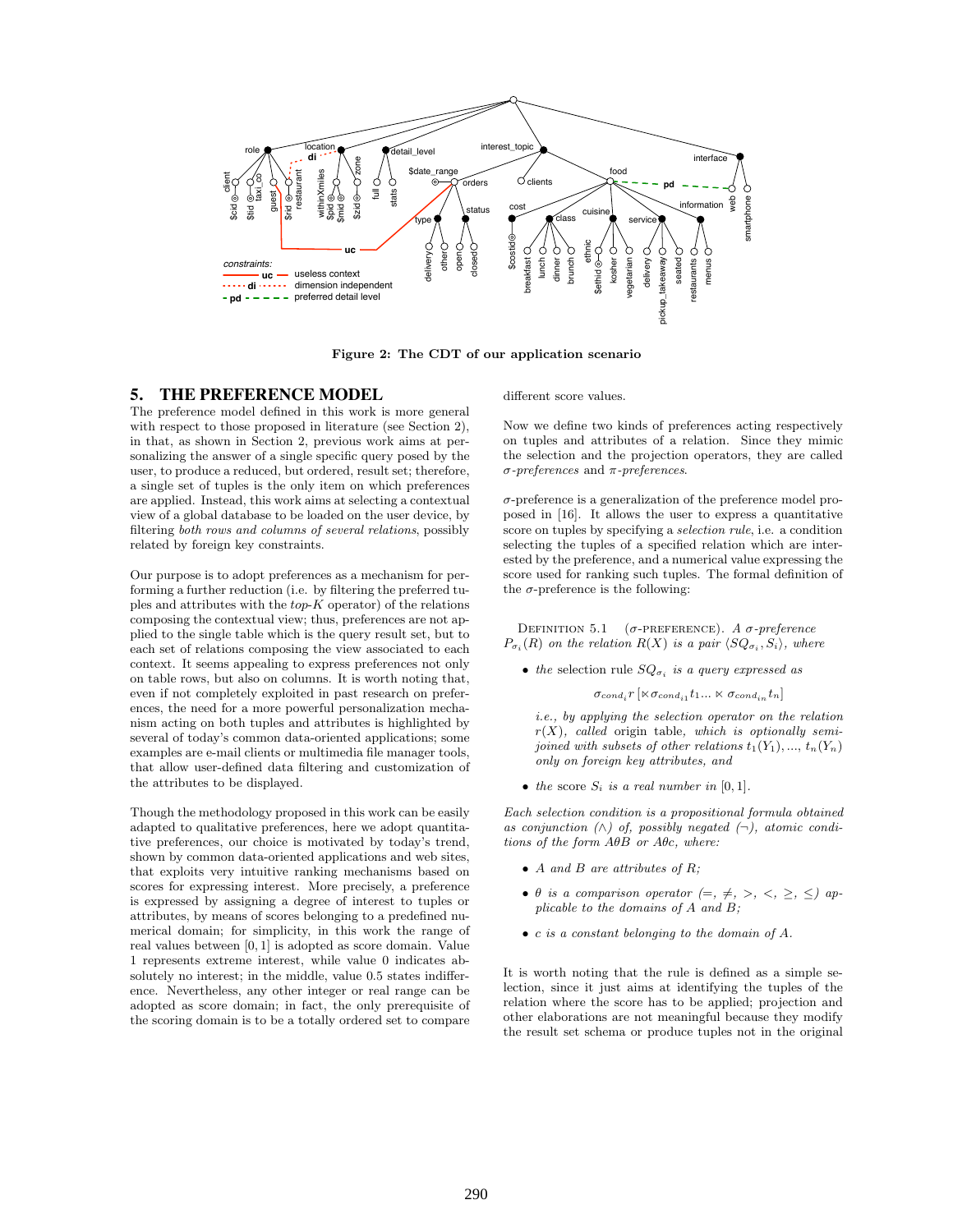Figure 2: The CDT of our application scenario

## 5. THE PREFERENCE MODEL

The preference model defined in this work is more general with respect to those proposed in literature (see Section 2), in that, as shown in Section 2, previous work aims at personalizing the answer of a single specific query posed by the user, to produce a reduced, but ordered, result set; therefore, a single set of tuples is the only item on which preferences are applied. Instead, this work aims at selecting a contextual view of a global database to be loaded on the user device, by filtering *both rows and columns of several relations*, possibly related by foreign key constraints.

Our purpose is to adopt preferences as a mechanism for performing a further reduction (i.e. by filtering the preferred tuples and attributes with the *top-K* operator) of the relations composing the contextual view; thus, preferences are not applied to the single table which is the query result set, but to each set of relations composing the view associated to each context. It seems appealing to express preferences not only on table rows, but also on columns. It is worth noting that, even if not completely exploited in past research on preferences, the need for a more powerful personalization mechanism acting on both tuples and attributes is highlighted by several of today's common data-oriented applications; some examples are e-mail clients or multimedia file manager tools, that allow user-defined data filtering and customization of the attributes to be displayed.

Though the methodology proposed in this work can be easily adapted to qualitative preferences, here we adopt quantitative preferences, our choice is motivated by today's trend, shown by common data-oriented applications and web sites, that exploits very intuitive ranking mechanisms based on scores for expressing interest. More precisely, a preference is expressed by assigning a degree of interest to tuples or attributes, by means of scores belonging to a predefined numerical domain; for simplicity, in this work the range of real values between $[0, 1]$ is adopted as score domain. Value 1 represents extreme interest, while value 0 indicates absolutely no interest; in the middle, value 0.5 states indifference. Nevertheless, any other integer or real range can be adopted as score domain; in fact, the only prerequisite of the scoring domain is to be a totally ordered set to compare different score values.

Now we define two kinds of preferences acting respectively on tuples and attributes of a relation. Since they mimic the selection and the projection operators, they are called *σ-preferences* and *π-preferences*.

σ-preference is a generalization of the preference model proposed in [16]. It allows the user to express a quantitative score on tuples by specifying a *selection rule*, i.e. a condition selecting the tuples of a specified relation which are interested by the preference, and a numerical value expressing the score used for ranking such tuples. The formal definition of the σ-preference is the following:

Definition 5.1 (σ-preference). *A σ-preference $P_{\sigma_i}(R)$ on the relation $R(X)$ is a pair $\langle SQ_{\sigma_i}, S_i \rangle$, where*

- *the* selection rule *$SQ_{\sigma_i}$ is a query expressed as*

  $$\sigma_{cond_i} r \left[ \ltimes \sigma_{cond_{i1}} t_1 \ldots \ltimes \sigma_{cond_{in}} t_n \right]$$

  *i.e., by applying the selection operator on the relation $r(X)$, called* origin table*, which is optionally semi-joined with subsets of other relations $t_1(Y_1), ..., t_n(Y_n)$ only on foreign key attributes, and*

- *the score $S_i$ is a real number in $[0, 1]$.*

*Each selection condition is a propositional formula obtained as conjunction ($\wedge$) of, possibly negated ($\neg$), atomic conditions of the form $A\theta B$ or $A\theta c$, where:*

- *$A$ and $B$ are attributes of $R$;*
- *$\theta$ is a comparison operator ($=, \neq, >, <, \geq, \leq$) applicable to the domains of $A$ and $B$;*
- *$c$ is a constant belonging to the domain of $A$.*

It is worth noting that the rule is defined as a simple selection, since it just aims at identifying the tuples of the relation where the score has to be applied; projection and other elaborations are not meaningful because they modify the result set schema or produce tuples not in the original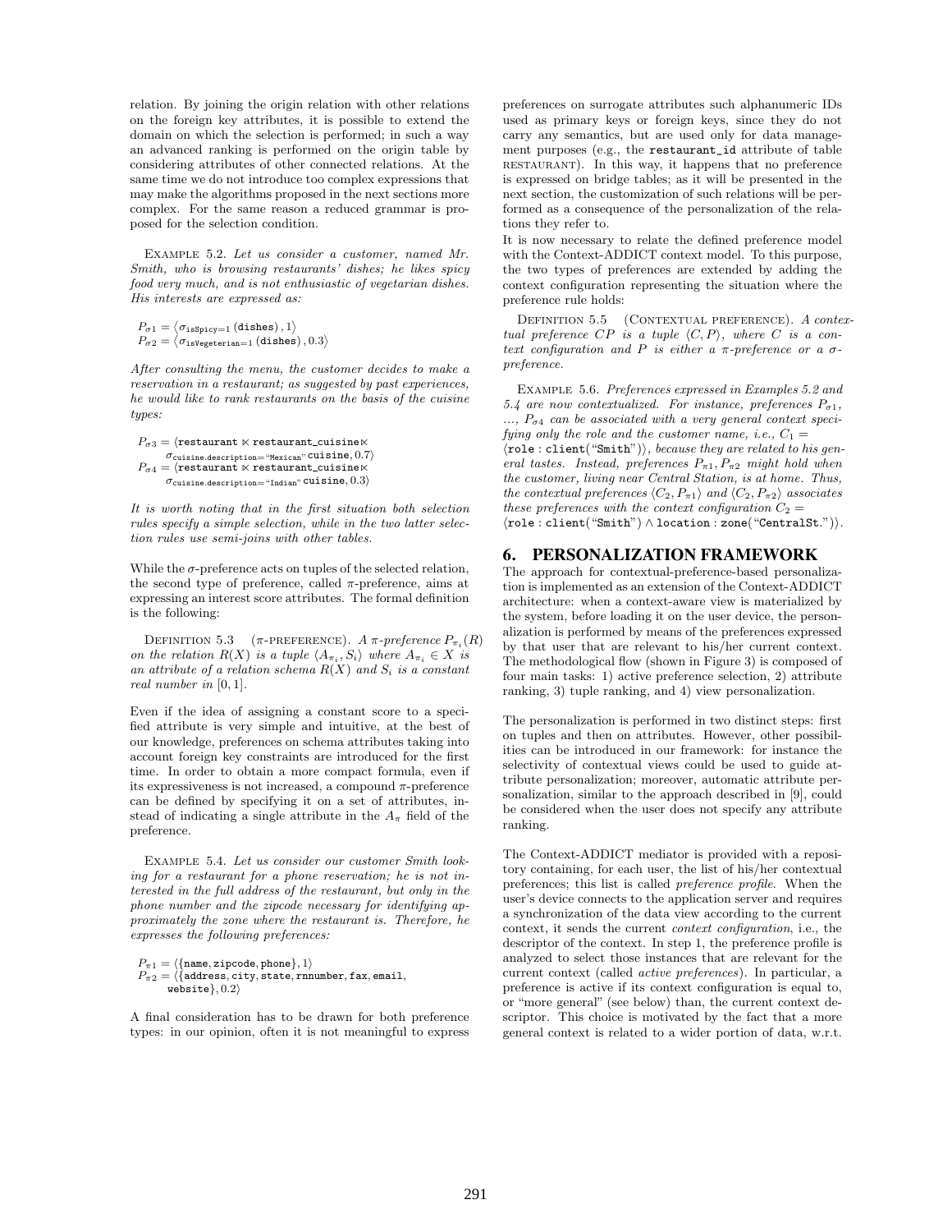relation. By joining the origin relation with other relations on the foreign key attributes, it is possible to extend the domain on which the selection is performed; in such a way an advanced ranking is performed on the origin table by considering attributes of other connected relations. At the same time we do not introduce too complex expressions that may make the algorithms proposed in the next sections more complex. For the same reason a reduced grammar is proposed for the selection condition.

Example 5.2. *Let us consider a customer, named Mr. Smith, who is browsing restaurants' dishes; he likes spicy food very much, and is not enthusiastic of vegetarian dishes. His interests are expressed as:*

$P_{\sigma 1} = \langle \sigma_{\texttt{isSpicy}=1}\,(\texttt{dishes})\,, 1\rangle$
$P_{\sigma 2} = \langle \sigma_{\texttt{isVegeterian}=1}\,(\texttt{dishes})\,, 0.3\rangle$

*After consulting the menu, the customer decides to make a reservation in a restaurant; as suggested by past experiences, he would like to rank restaurants on the basis of the cuisine types:*

$P_{\sigma 3} = \langle \texttt{restaurant} \ltimes \texttt{restaurant\_cuisine} \ltimes \sigma_{\texttt{cuisine.description}=\text{"Mexican"}}\,\texttt{cuisine}, 0.7\rangle$
$P_{\sigma 4} = \langle \texttt{restaurant} \ltimes \texttt{restaurant\_cuisine} \ltimes \sigma_{\texttt{cuisine.description}=\text{"Indian"}}\,\texttt{cuisine}, 0.3\rangle$

*It is worth noting that in the first situation both selection rules specify a simple selection, while in the two latter selection rules use semi-joins with other tables.*

While the $\sigma$-preference acts on tuples of the selected relation, the second type of preference, called $\pi$-preference, aims at expressing an interest score attributes. The formal definition is the following:

Definition 5.3 ($\pi$-preference). *A $\pi$-preference $P_{\pi_i}(R)$ on the relation $R(X)$ is a tuple $\langle A_{\pi_i}, S_i\rangle$ where $A_{\pi_i} \in X$ is an attribute of a relation schema $R(X)$ and $S_i$ is a constant real number in $[0, 1]$.*

Even if the idea of assigning a constant score to a specified attribute is very simple and intuitive, at the best of our knowledge, preferences on schema attributes taking into account foreign key constraints are introduced for the first time. In order to obtain a more compact formula, even if its expressiveness is not increased, a compound $\pi$-preference can be defined by specifying it on a set of attributes, instead of indicating a single attribute in the $A_\pi$ field of the preference.

Example 5.4. *Let us consider our customer Smith looking for a restaurant for a phone reservation; he is not interested in the full address of the restaurant, but only in the phone number and the zipcode necessary for identifying approximately the zone where the restaurant is. Therefore, he expresses the following preferences:*

$P_{\pi 1} = \langle\{\texttt{name}, \texttt{zipcode}, \texttt{phone}\}, 1\rangle$
$P_{\pi 2} = \langle\{\texttt{address}, \texttt{city}, \texttt{state}, \texttt{rnnumber}, \texttt{fax}, \texttt{email}, \texttt{website}\}, 0.2\rangle$

A final consideration has to be drawn for both preference types: in our opinion, often it is not meaningful to express preferences on surrogate attributes such alphanumeric IDs used as primary keys or foreign keys, since they do not carry any semantics, but are used only for data management purposes (e.g., the `restaurant_id` attribute of table restaurant). In this way, it happens that no preference is expressed on bridge tables; as it will be presented in the next section, the customization of such relations will be performed as a consequence of the personalization of the relations they refer to.

It is now necessary to relate the defined preference model with the Context-ADDICT context model. To this purpose, the two types of preferences are extended by adding the context configuration representing the situation where the preference rule holds:

Definition 5.5 (Contextual preference). *A contextual preference $CP$ is a tuple $\langle C, P\rangle$, where $C$ is a context configuration and $P$ is either a $\pi$-preference or a $\sigma$-preference.*

Example 5.6. *Preferences expressed in Examples 5.2 and 5.4 are now contextualized. For instance, preferences $P_{\sigma 1}$, ..., $P_{\sigma 4}$ can be associated with a very general context specifying only the role and the customer name, i.e., $C_1 = \langle \texttt{role} : \texttt{client}(\text{"}\texttt{Smith}\text{"})\rangle$, because they are related to his general tastes. Instead, preferences $P_{\pi 1}, P_{\pi 2}$ might hold when the customer, living near Central Station, is at home. Thus, the contextual preferences $\langle C_2, P_{\pi 1}\rangle$ and $\langle C_2, P_{\pi 2}\rangle$ associates these preferences with the context configuration $C_2 = \langle \texttt{role} : \texttt{client}(\text{"}\texttt{Smith}\text{"}) \wedge \texttt{location} : \texttt{zone}(\text{"}\texttt{CentralSt.}\text{"})\rangle$.*

## 6. PERSONALIZATION FRAMEWORK

The approach for contextual-preference-based personalization is implemented as an extension of the Context-ADDICT architecture: when a context-aware view is materialized by the system, before loading it on the user device, the personalization is performed by means of the preferences expressed by that user that are relevant to his/her current context. The methodological flow (shown in Figure 3) is composed of four main tasks: 1) active preference selection, 2) attribute ranking, 3) tuple ranking, and 4) view personalization.

The personalization is performed in two distinct steps: first on tuples and then on attributes. However, other possibilities can be introduced in our framework: for instance the selectivity of contextual views could be used to guide attribute personalization; moreover, automatic attribute personalization, similar to the approach described in [9], could be considered when the user does not specify any attribute ranking.

The Context-ADDICT mediator is provided with a repository containing, for each user, the list of his/her contextual preferences; this list is called *preference profile*. When the user's device connects to the application server and requires a synchronization of the data view according to the current context, it sends the current *context configuration*, i.e., the descriptor of the context. In step 1, the preference profile is analyzed to select those instances that are relevant for the current context (called *active preferences*). In particular, a preference is active if its context configuration is equal to, or "more general" (see below) than, the current context descriptor. This choice is motivated by the fact that a more general context is related to a wider portion of data, w.r.t.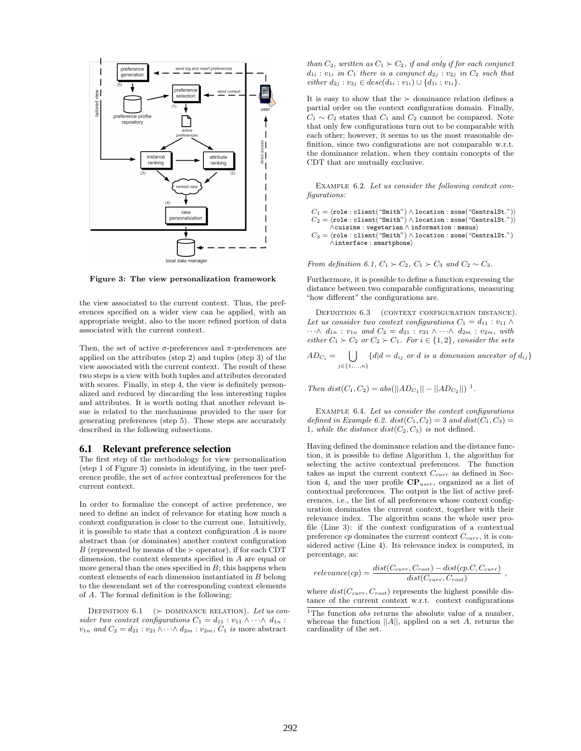Figure 3: The view personalization framework

the view associated to the current context. Thus, the preferences specified on a wider view can be applied, with an appropriate weight, also to the more refined portion of data associated with the current context.

Then, the set of active $\sigma$-preferences and $\pi$-preferences are applied on the attributes (step 2) and tuples (step 3) of the view associated with the current context. The result of these two steps is a view with both tuples and attributes decorated with scores. Finally, in step 4, the view is definitely personalized and reduced by discarding the less interesting tuples and attributes. It is worth noting that another relevant issue is related to the mechanisms provided to the user for generating preferences (step 5). These steps are accurately described in the following subsections.

## 6.1 Relevant preference selection

The first step of the methodology for view personalization (step 1 of Figure 3) consists in identifying, in the user preference profile, the set of *active* contextual preferences for the current context.

In order to formalize the concept of active preference, we need to define an index of relevance for stating how much a context configuration is close to the current one. Intuitively, it is possible to state that a context configuration $A$ is more abstract than (or dominates) another context configuration $B$ (represented by means of the $\succ$ operator), if for each CDT dimension, the context elements specified in $A$ are equal or more general than the ones specified in $B$; this happens when context elements of each dimension instantiated in $B$ belong to the descendant set of the corresponding context elements of $A$. The formal definition is the following:

Definition 6.1 ($\succ$ dominance relation). *Let us consider two context configurations $C_1 = d_{11} : v_{11} \wedge \cdots \wedge d_{1n} : v_{1n}$ and $C_2 = d_{21} : v_{21} \wedge \cdots \wedge d_{2m} : v_{2m}$, $C_1$ is* more abstract *than $C_2$, written as $C_1 \succ C_2$, if and only if for each conjunct $d_{1i} : v_{1i}$ in $C_1$ there is a conjunct $d_{2j} : v_{2j}$ in $C_2$ such that either $d_{2j} : v_{2j} \in desc(d_{1i} : v_{1i}) \cup \{d_{1i} : v_{1i}\}$.*

It is easy to show that the $\succ$ dominance relation defines a partial order on the context configuration domain. Finally, $C_1 \sim C_2$ states that $C_1$ and $C_2$ cannot be compared. Note that only few configurations turn out to be comparable with each other; however, it seems to us the most reasonable definition, since two configurations are not comparable w.r.t. the dominance relation, when they contain concepts of the CDT that are mutually exclusive.

Example 6.2. *Let us consider the following context configurations:*

$C_1 = \langle \texttt{role : client(“Smith”)} \wedge \texttt{location : zone(“CentralSt.”)}\rangle$
$C_2 = \langle \texttt{role : client(“Smith”)} \wedge \texttt{location : zone(“CentralSt.”)}$
$\quad \wedge \texttt{cuisine : vegetarian} \wedge \texttt{information : menus}\rangle$
$C_3 = \langle \texttt{role : client(“Smith”)} \wedge \texttt{location : zone(“CentralSt.”)}$
$\quad \wedge \texttt{interface : smartphone}\rangle$

*From definition 6.1, $C_1 \succ C_2$, $C_1 \succ C_3$ and $C_2 \sim C_3$.*

Furthermore, it is possible to define a function expressing the distance between two comparable configurations, measuring "how different" the configurations are.

Definition 6.3 (context configuration distance). *Let us consider two context configurations $C_1 = d_{11} : v_{11} \wedge \cdots \wedge d_{1n} : v_{1n}$ and $C_2 = d_{21} : v_{21} \wedge \cdots \wedge d_{2m} : v_{2m}$, with either $C_1 \succ C_2$ or $C_2 \succ C_1$. For $i \in \{1, 2\}$, consider the sets*

$$AD_{C_i} = \bigcup_{j \in \{1,\ldots,n\}} \{d | d = d_{ij} \text{ or } d \text{ is a dimension ancestor of } d_{ij}\}$$

*Then $dist(C_1, C_2) = abs(||AD_{C_1}|| - ||AD_{C_2}||)$* [1].

Example 6.4. *Let us consider the context configurations defined in Example 6.2. $dist(C_1, C_2) = 3$ and $dist(C_1, C_3) = 1$, while the distance $dist(C_2, C_3)$ is* not *defined.*

Having defined the dominance relation and the distance function, it is possible to define Algorithm 1, the algorithm for selecting the active contextual preferences. The function takes as input the current context $C_{curr}$ as defined in Section 4, and the user profile $\mathbf{CP}_{user}$, organized as a list of contextual preferences. The output is the list of active preferences, i.e., the list of all preferences whose context configuration dominates the current context, together with their relevance index. The algorithm scans the whole user profile (Line 3): if the context configuration of a contextual preference $cp$ dominates the current context $C_{curr}$, it is considered active (Line 4). Its relevance index is computed, in percentage, as:

$$relevance(cp) = \frac{dist(C_{curr}, C_{root}) - dist(cp.C, C_{curr})}{dist(C_{curr}, C_{root})},$$

where $dist(C_{curr}, C_{root})$ represents the highest possible distance of the current context w.r.t. context configurations

[1] The function *abs* returns the absolute value of a number, whereas the function $||A||$, applied on a set $A$, returns the cardinality of the set.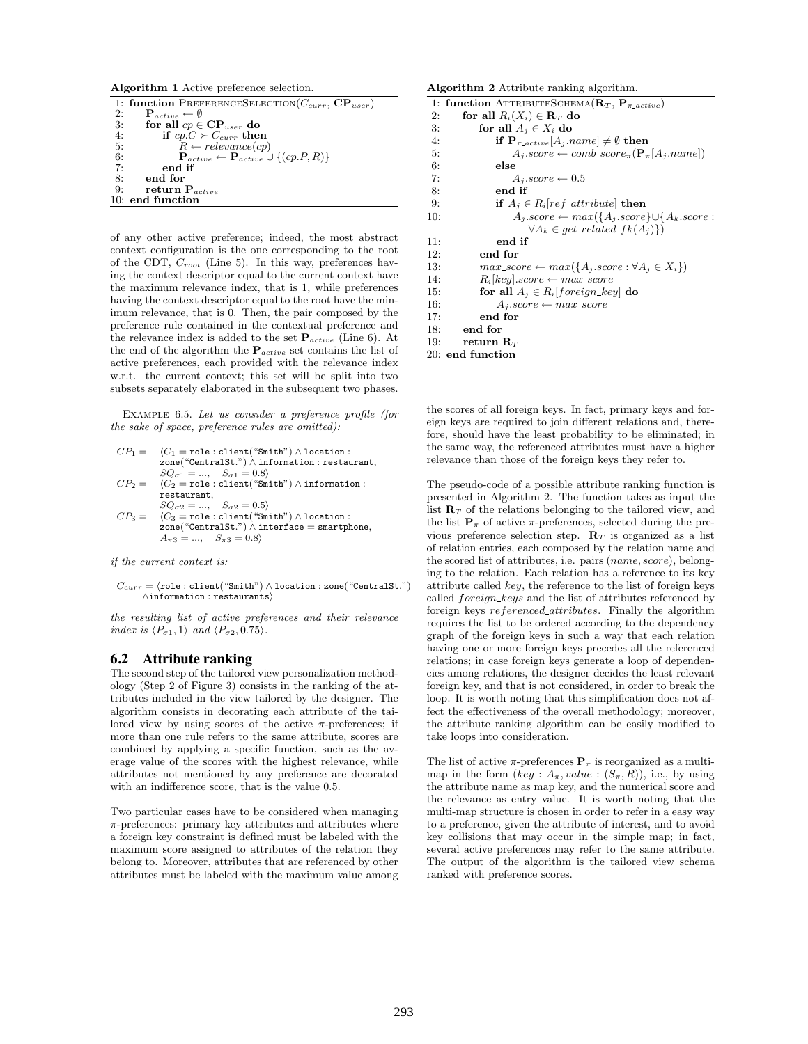**Algorithm 1** Active preference selection.

```
1: function PreferenceSelection(C_curr, CP_user)
2:     P_active ← ∅
3:     for all cp ∈ CP_user do
4:         if cp.C ≻ C_curr then
5:             R ← relevance(cp)
6:             P_active ← P_active ∪ {(cp.P, R)}
7:         end if
8:     end for
9:     return P_active
10: end function
```

of any other active preference; indeed, the most abstract context configuration is the one corresponding to the root of the CDT, $C_{root}$ (Line 5). In this way, preferences having the context descriptor equal to the current context have the maximum relevance index, that is 1, while preferences having the context descriptor equal to the root have the minimum relevance, that is 0. Then, the pair composed by the preference rule contained in the contextual preference and the relevance index is added to the set $\mathbf{P}_{active}$ (Line 6). At the end of the algorithm the $\mathbf{P}_{active}$ set contains the list of active preferences, each provided with the relevance index w.r.t. the current context; this set will be split into two subsets separately elaborated in the subsequent two phases.

Example 6.5. *Let us consider a preference profile (for the sake of space, preference rules are omitted):*

$CP_1 = \langle C_1 = \texttt{role : client("Smith")} \wedge \texttt{location : zone("CentralSt.")} \wedge \texttt{information : restaurant}, SQ_{\sigma 1} = ..., \quad S_{\sigma 1} = 0.8\rangle$
$CP_2 = \langle C_2 = \texttt{role : client("Smith")} \wedge \texttt{information : restaurant}, SQ_{\sigma 2} = ..., \quad S_{\sigma 2} = 0.5\rangle$
$CP_3 = \langle C_3 = \texttt{role : client("Smith")} \wedge \texttt{location : zone("CentralSt.")} \wedge \texttt{interface = smartphone}, A_{\pi 3} = ..., \quad S_{\pi 3} = 0.8\rangle$

*if the current context is:*

$C_{curr} = \langle \texttt{role : client("Smith")} \wedge \texttt{location : zone("CentralSt.")} \wedge \texttt{information : restaurants}\rangle$

*the resulting list of active preferences and their relevance index is* $\langle P_{\sigma 1}, 1\rangle$ *and* $\langle P_{\sigma 2}, 0.75\rangle$.

## 6.2 Attribute ranking

The second step of the tailored view personalization methodology (Step 2 of Figure 3) consists in the ranking of the attributes included in the view tailored by the designer. The algorithm consists in decorating each attribute of the tailored view by using scores of the active $\pi$-preferences; if more than one rule refers to the same attribute, scores are combined by applying a specific function, such as the average value of the scores with the highest relevance, while attributes not mentioned by any preference are decorated with an indifference score, that is the value 0.5.

Two particular cases have to be considered when managing $\pi$-preferences: primary key attributes and attributes where a foreign key constraint is defined must be labeled with the maximum score assigned to attributes of the relation they belong to. Moreover, attributes that are referenced by other attributes must be labeled with the maximum value among the scores of all foreign keys. In fact, primary keys and foreign keys are required to join different relations and, therefore, should have the least probability to be eliminated; in the same way, the referenced attributes must have a higher relevance than those of the foreign keys they refer to.

**Algorithm 2** Attribute ranking algorithm.

```
1: function AttributeSchema(R_T, P_π_active)
2:     for all R_i(X_i) ∈ R_T do
3:         for all A_j ∈ X_i do
4:             if P_π_active[A_j.name] ≠ ∅ then
5:                 A_j.score ← comb_score_π(P_π[A_j.name])
6:             else
7:                 A_j.score ← 0.5
8:             end if
9:             if A_j ∈ R_i[ref_attribute] then
10:                A_j.score ← max({A_j.score} ∪ {A_k.score :
                       ∀A_k ∈ get_related_fk(A_j)})
11:            end if
12:        end for
13:        max_score ← max({A_j.score : ∀A_j ∈ X_i})
14:        R_i[key].score ← max_score
15:        for all A_j ∈ R_i[foreign_key] do
16:            A_j.score ← max_score
17:        end for
18:    end for
19:    return R_T
20: end function
```

The pseudo-code of a possible attribute ranking function is presented in Algorithm 2. The function takes as input the list $\mathbf{R}_T$ of the relations belonging to the tailored view, and the list $\mathbf{P}_\pi$ of active $\pi$-preferences, selected during the previous preference selection step. $\mathbf{R}_T$ is organized as a list of relation entries, each composed by the relation name and the scored list of attributes, i.e. pairs (*name*, *score*), belonging to the relation. Each relation has a reference to its key attribute called *key*, the reference to the list of foreign keys called *foreign_keys* and the list of attributes referenced by foreign keys *referenced_attributes*. Finally the algorithm requires the list to be ordered according to the dependency graph of the foreign keys in such a way that each relation having one or more foreign keys precedes all the referenced relations; in case foreign keys generate a loop of dependencies among relations, the designer decides the least relevant foreign key, and that is not considered, in order to break the loop. It is worth noting that this simplification does not affect the effectiveness of the overall methodology; moreover, the attribute ranking algorithm can be easily modified to take loops into consideration.

The list of active $\pi$-preferences $\mathbf{P}_\pi$ is reorganized as a multimap in the form $(key : A_\pi, value : (S_\pi, R))$, i.e., by using the attribute name as map key, and the numerical score and the relevance as entry value. It is worth noting that the multi-map structure is chosen in order to refer in a easy way to a preference, given the attribute of interest, and to avoid key collisions that may occur in the simple map; in fact, several active preferences may refer to the same attribute. The output of the algorithm is the tailored view schema ranked with preference scores.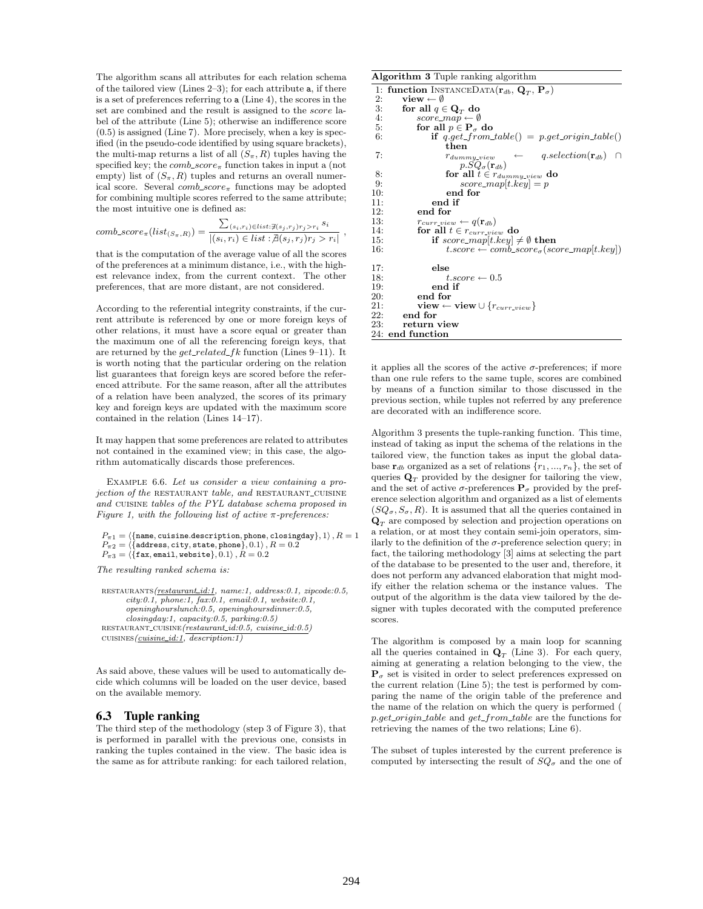The algorithm scans all attributes for each relation schema of the tailored view (Lines 2–3); for each attribute a, if there is a set of preferences referring to a (Line 4), the scores in the set are combined and the result is assigned to the *score* label of the attribute (Line 5); otherwise an indifference score (0.5) is assigned (Line 7). More precisely, when a key is specified (in the pseudo-code identified by using square brackets), the multi-map returns a list of all $(S_\pi, R)$ tuples having the specified key; the $comb\_score_\pi$ function takes in input a (not empty) list of $(S_\pi, R)$ tuples and returns an overall numerical score. Several $comb\_score_\pi$ functions may be adopted for combining multiple scores referred to the same attribute; the most intuitive one is defined as:

$$comb\_score_\pi(list_{(S_\pi,R)}) = \frac{\sum_{(s_i,r_i)\in list:\nexists(s_j,r_j)r_j>r_i} s_i}{|(s_i,r_i)\in list:\nexists(s_j,r_j)r_j>r_i|},$$

that is the computation of the average value of all the scores of the preferences at a minimum distance, i.e., with the highest relevance index, from the current context. The other preferences, that are more distant, are not considered.

According to the referential integrity constraints, if the current attribute is referenced by one or more foreign keys of other relations, it must have a score equal or greater than the maximum one of all the referencing foreign keys, that are returned by the *get_related_fk* function (Lines 9–11). It is worth noting that the particular ordering on the relation list guarantees that foreign keys are scored before the referenced attribute. For the same reason, after all the attributes of a relation have been analyzed, the scores of its primary key and foreign keys are updated with the maximum score contained in the relation (Lines 14–17).

It may happen that some preferences are related to attributes not contained in the examined view; in this case, the algorithm automatically discards those preferences.

Example 6.6. *Let us consider a view containing a projection of the* RESTAURANT *table, and* RESTAURANT_CUISINE *and* CUISINE *tables of the PYL database schema proposed in Figure 1, with the following list of active π-preferences:*

$P_{\pi1} = \langle\{\texttt{name}, \texttt{cuisine.description}, \texttt{phone}, \texttt{closingday}\}, 1\rangle, R = 1$
$P_{\pi2} = \langle\{\texttt{address}, \texttt{city}, \texttt{state}, \texttt{phone}\}, 0.1\rangle, R = 0.2$
$P_{\pi3} = \langle\{\texttt{fax}, \texttt{email}, \texttt{website}\}, 0.1\rangle, R = 0.2$

*The resulting ranked schema is:*

RESTAURANTS(*<u>restaurant_id:1</u>, name:1, address:0.1, zipcode:0.5, city:0.1, phone:1, fax:0.1, email:0.1, website:0.1, openinghourslunch:0.5, openinghoursdinner:0.5, closingday:1, capacity:0.5, parking:0.5*)
RESTAURANT_CUISINE(*<u>restaurant_id:0.5, cuisine_id:0.5</u>*)
CUISINES(*<u>cuisine_id:1</u>, description:1*)

As said above, these values will be used to automatically decide which columns will be loaded on the user device, based on the available memory.

### 6.3 Tuple ranking

The third step of the methodology (step 3 of Figure 3), that is performed in parallel with the previous one, consists in ranking the tuples contained in the view. The basic idea is the same as for attribute ranking: for each tailored relation, it applies all the scores of the active σ-preferences; if more than one rule refers to the same tuple, scores are combined by means of a function similar to those discussed in the previous section, while tuples not referred by any preference are decorated with an indifference score.

**Algorithm 3** Tuple ranking algorithm

```
1: function InstanceData(r_db, Q_T, P_σ)
2:     view ← ∅
3:     for all q ∈ Q_T do
4:         score_map ← ∅
5:         for all p ∈ P_σ do
6:             if q.get_from_table() = p.get_origin_table() then
7:                 r_dummy_view ← q.selection(r_db) ∩ p.SQ_σ(r_db)
8:                 for all t ∈ r_dummy_view do
9:                     score_map[t.key] = p
10:                end for
11:            end if
12:        end for
13:        r_curr_view ← q(r_db)
14:        for all t ∈ r_curr_view do
15:            if score_map[t.key] ≠ ∅ then
16:                t.score ← comb_score_σ(score_map[t.key])
17:            else
18:                t.score ← 0.5
19:            end if
20:        end for
21:        view ← view ∪ {r_curr_view}
22:    end for
23:    return view
24: end function
```

Algorithm 3 presents the tuple-ranking function. This time, instead of taking as input the schema of the relations in the tailored view, the function takes as input the global database $\mathbf{r}_{db}$ organized as a set of relations $\{r_1, ..., r_n\}$, the set of queries $\mathbf{Q}_T$ provided by the designer for tailoring the view, and the set of active σ-preferences $\mathbf{P}_\sigma$ provided by the preference selection algorithm and organized as a list of elements $(SQ_\sigma, S_\sigma, R)$. It is assumed that all the queries contained in $\mathbf{Q}_T$ are composed by selection and projection operations on a relation, or at most they contain semi-join operators, similarly to the definition of the σ-preference selection query; in fact, the tailoring methodology [3] aims at selecting the part of the database to be presented to the user and, therefore, it does not perform any advanced elaboration that might modify either the relation schema or the instance values. The output of the algorithm is the data view tailored by the designer with tuples decorated with the computed preference scores.

The algorithm is composed by a main loop for scanning all the queries contained in $\mathbf{Q}_T$ (Line 3). For each query, aiming at generating a relation belonging to the view, the $\mathbf{P}_\sigma$ set is visited in order to select preferences expressed on the current relation (Line 5); the test is performed by comparing the name of the origin table of the preference and the name of the relation on which the query is performed ( *p.get_origin_table* and *get_from_table* are the functions for retrieving the names of the two relations; Line 6).

The subset of tuples interested by the current preference is computed by intersecting the result of $SQ_\sigma$ and the one of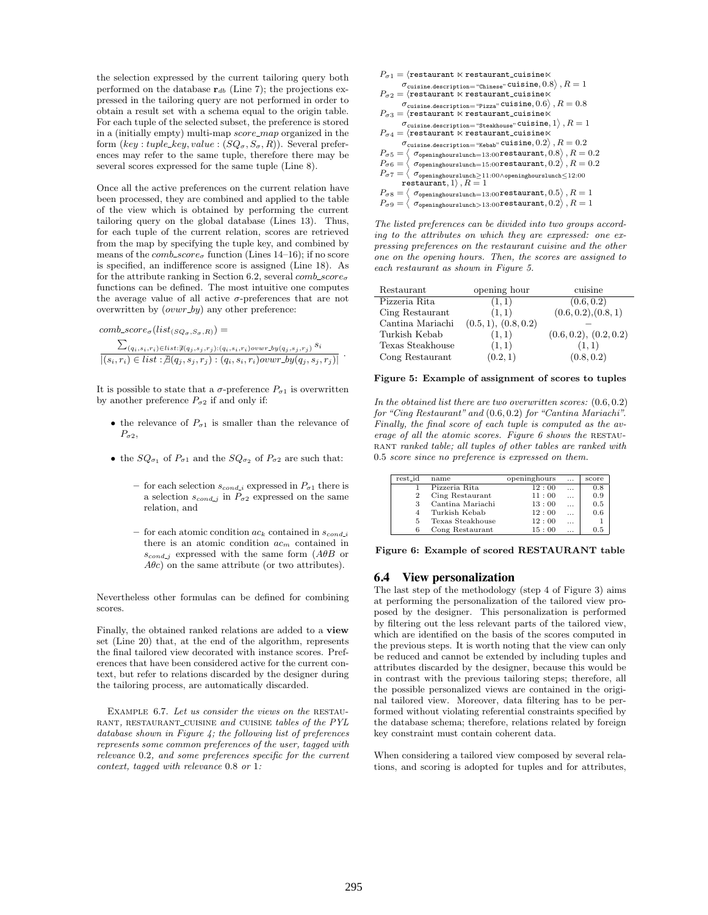the selection expressed by the current tailoring query both performed on the database $\mathbf{r}_{db}$ (Line 7); the projections expressed in the tailoring query are not performed in order to obtain a result set with a schema equal to the origin table. For each tuple of the selected subset, the preference is stored in a (initially empty) multi-map *score_map* organized in the form $(key : tuple\_key, value : (SQ_\sigma, S_\sigma, R))$. Several preferences may refer to the same tuple, therefore there may be several scores expressed for the same tuple (Line 8).

Once all the active preferences on the current relation have been processed, they are combined and applied to the table of the view which is obtained by performing the current tailoring query on the global database (Lines 13). Thus, for each tuple of the current relation, scores are retrieved from the map by specifying the tuple key, and combined by means of the $comb\_score_\sigma$ function (Lines 14–16); if no score is specified, an indifference score is assigned (Line 18). As for the attribute ranking in Section 6.2, several $comb\_score_\sigma$ functions can be defined. The most intuitive one computes the average value of all active σ-preferences that are not overwritten by (*ovwr_by*) any other preference:

$$comb\_score_\sigma(list_{(SQ_\sigma, S_\sigma, R)}) = \frac{\sum_{(q_i,s_i,r_i)\in list : \nexists (q_j,s_j,r_j):(q_i,s_i,r_i) ovwr\_by(q_j,s_j,r_j)} s_i}{|(s_i,r_i) \in list : \nexists (q_j,s_j,r_j) : (q_i,s_i,r_i) ovwr\_by(q_j,s_j,r_j)|} .$$

It is possible to state that a σ-preference $P_{\sigma 1}$ is overwritten by another preference $P_{\sigma 2}$ if and only if:

- the relevance of $P_{\sigma 1}$ is smaller than the relevance of $P_{\sigma 2}$,
- the $SQ_{\sigma_1}$ of $P_{\sigma 1}$ and the $SQ_{\sigma_2}$ of $P_{\sigma 2}$ are such that:
  - for each selection $s_{cond\_i}$ expressed in $P_{\sigma 1}$ there is a selection $s_{cond\_j}$ in $P_{\sigma 2}$ expressed on the same relation, and
  - for each atomic condition $ac_k$ contained in $s_{cond\_i}$ there is an atomic condition $ac_m$ contained in $s_{cond\_j}$ expressed with the same form ($A\theta B$ or $A\theta c$) on the same attribute (or two attributes).

Nevertheless other formulas can be defined for combining scores.

Finally, the obtained ranked relations are added to a **view** set (Line 20) that, at the end of the algorithm, represents the final tailored view decorated with instance scores. Preferences that have been considered active for the current context, but refer to relations discarded by the designer during the tailoring process, are automatically discarded.

Example 6.7. *Let us consider the views on the* RESTAURANT, RESTAURANT_CUISINE *and* CUISINE *tables of the PYL database shown in Figure 4; the following list of preferences represents some common preferences of the user, tagged with relevance* 0.2, *and some preferences specific for the current context, tagged with relevance* 0.8 *or* 1*:*

$P_{\sigma 1} = \langle \texttt{restaurant} \ltimes \texttt{restaurant\_cuisine} \ltimes \sigma_{\texttt{cuisine.description}=\text{“Chinese”}} \texttt{cuisine}, 0.8\rangle, R = 1$
$P_{\sigma 2} = \langle \texttt{restaurant} \ltimes \texttt{restaurant\_cuisine} \ltimes \sigma_{\texttt{cuisine.description}=\text{“Pizza”}} \texttt{cuisine}, 0.6\rangle, R = 0.8$
$P_{\sigma 3} = \langle \texttt{restaurant} \ltimes \texttt{restaurant\_cuisine} \ltimes \sigma_{\texttt{cuisine.description}=\text{“Steakhouse”}} \texttt{cuisine}, 1\rangle, R = 1$
$P_{\sigma 4} = \langle \texttt{restaurant} \ltimes \texttt{restaurant\_cuisine} \ltimes \sigma_{\texttt{cuisine.description}=\text{“Kebab”}} \texttt{cuisine}, 0.2\rangle, R = 0.2$
$P_{\sigma 5} = \langle \sigma_{\texttt{openinghourslunch}=13:00} \texttt{restaurant}, 0.8\rangle, R = 0.2$
$P_{\sigma 6} = \langle \sigma_{\texttt{openinghourslunch}=15:00} \texttt{restaurant}, 0.2\rangle, R = 0.2$
$P_{\sigma 7} = \langle \sigma_{\texttt{openinghourslunch}\geq 11:00 \wedge \texttt{openinghourslunch}\leq 12:00} \texttt{restaurant}, 1\rangle, R = 1$
$P_{\sigma 8} = \langle \sigma_{\texttt{openinghourslunch}=13:00} \texttt{restaurant}, 0.5\rangle, R = 1$
$P_{\sigma 9} = \langle \sigma_{\texttt{openinghourslunch}>13:00} \texttt{restaurant}, 0.2\rangle, R = 1$

*The listed preferences can be divided into two groups according to the attributes on which they are expressed: one expressing preferences on the restaurant cuisine and the other one on the opening hours. Then, the scores are assigned to each restaurant as shown in Figure 5.*

| Restaurant | opening hour | cuisine |
|---|---|---|
| Pizzeria Rita | (1, 1) | (0.6, 0.2) |
| Cing Restaurant | (1, 1) | (0.6, 0.2),(0.8, 1) |
| Cantina Mariachi | (0.5, 1), (0.8, 0.2) | – |
| Turkish Kebab | (1, 1) | (0.6, 0.2), (0.2, 0.2) |
| Texas Steakhouse | (1, 1) | (1, 1) |
| Cong Restaurant | (0.2, 1) | (0.8, 0.2) |

**Figure 5: Example of assignment of scores to tuples**

*In the obtained list there are two overwritten scores:* (0.6, 0.2) *for "Cing Restaurant" and* (0.6, 0.2) *for "Cantina Mariachi". Finally, the final score of each tuple is computed as the average of all the atomic scores. Figure 6 shows the* RESTAURANT *ranked table; all tuples of other tables are ranked with* 0.5 *score since no preference is expressed on them.*

| rest_id | name | openinghours | ... | score |
|---|---|---|---|---|
| 1 | Pizzeria Rita | 12 : 00 | ... | 0.8 |
| 2 | Cing Restaurant | 11 : 00 | ... | 0.9 |
| 3 | Cantina Mariachi | 13 : 00 | ... | 0.5 |
| 4 | Turkish Kebab | 12 : 00 | ... | 0.6 |
| 5 | Texas Steakhouse | 12 : 00 | ... | 1 |
| 6 | Cong Restaurant | 15 : 00 | ... | 0.5 |

**Figure 6: Example of scored RESTAURANT table**

## 6.4 View personalization

The last step of the methodology (step 4 of Figure 3) aims at performing the personalization of the tailored view proposed by the designer. This personalization is performed by filtering out the less relevant parts of the tailored view, which are identified on the basis of the scores computed in the previous steps. It is worth noting that the view can only be reduced and cannot be extended by including tuples and attributes discarded by the designer, because this would be in contrast with the previous tailoring steps; therefore, all the possible personalized views are contained in the original tailored view. Moreover, data filtering has to be performed without violating referential constraints specified by the database schema; therefore, relations related by foreign key constraint must contain coherent data.

When considering a tailored view composed by several relations, and scoring is adopted for tuples and for attributes,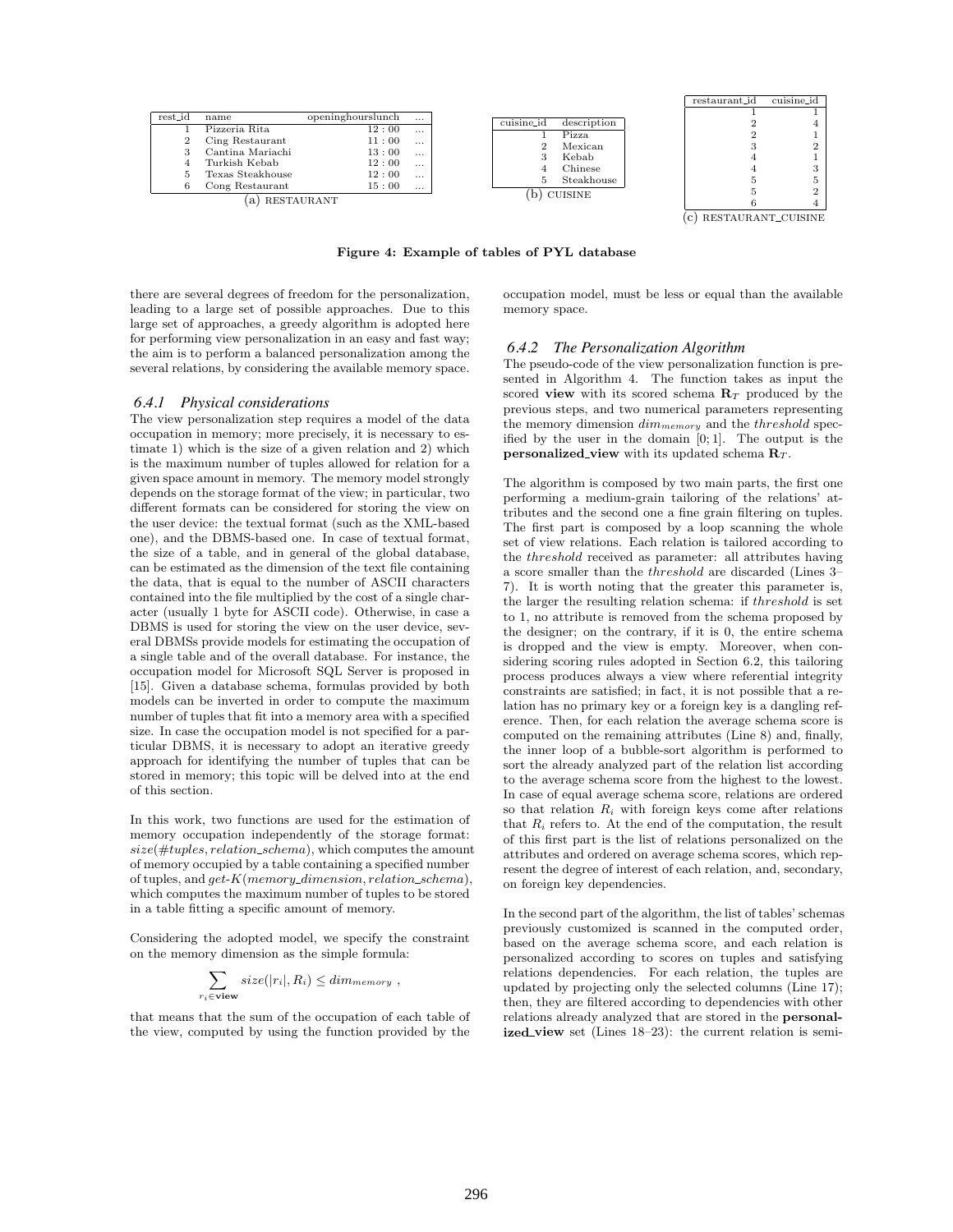| rest_id | name | openinghourslunch | ... |
|---|---|---|---|
| 1 | Pizzeria Rita | 12 : 00 | ... |
| 2 | Cing Restaurant | 11 : 00 | ... |
| 3 | Cantina Mariachi | 13 : 00 | ... |
| 4 | Turkish Kebab | 12 : 00 | ... |
| 5 | Texas Steakhouse | 12 : 00 | ... |
| 6 | Cong Restaurant | 15 : 00 | ... |

(a) RESTAURANT

| cuisine_id | description |
|---|---|
| 1 | Pizza |
| 2 | Mexican |
| 3 | Kebab |
| 4 | Chinese |
| 5 | Steakhouse |

(b) CUISINE

| restaurant_id | cuisine_id |
|---|---|
| 1 | 1 |
| 2 | 4 |
| 2 | 1 |
| 3 | 2 |
| 4 | 1 |
| 4 | 3 |
| 5 | 5 |
| 5 | 2 |
| 6 | 4 |

(c) RESTAURANT_CUISINE

**Figure 4: Example of tables of PYL database**

there are several degrees of freedom for the personalization, leading to a large set of possible approaches. Due to this large set of approaches, a greedy algorithm is adopted here for performing view personalization in an easy and fast way; the aim is to perform a balanced personalization among the several relations, by considering the available memory space.

### 6.4.1 Physical considerations

The view personalization step requires a model of the data occupation in memory; more precisely, it is necessary to estimate 1) which is the size of a given relation and 2) which is the maximum number of tuples allowed for relation for a given space amount in memory. The memory model strongly depends on the storage format of the view; in particular, two different formats can be considered for storing the view on the user device: the textual format (such as the XML-based one), and the DBMS-based one. In case of textual format, the size of a table, and in general of the global database, can be estimated as the dimension of the text file containing the data, that is equal to the number of ASCII characters contained into the file multiplied by the cost of a single character (usually 1 byte for ASCII code). Otherwise, in case a DBMS is used for storing the view on the user device, several DBMSs provide models for estimating the occupation of a single table and of the overall database. For instance, the occupation model for Microsoft SQL Server is proposed in [15]. Given a database schema, formulas provided by both models can be inverted in order to compute the maximum number of tuples that fit into a memory area with a specified size. In case the occupation model is not specified for a particular DBMS, it is necessary to adopt an iterative greedy approach for identifying the number of tuples that can be stored in memory; this topic will be delved into at the end of this section.

In this work, two functions are used for the estimation of memory occupation independently of the storage format: *size*(*#tuples*, *relation_schema*), which computes the amount of memory occupied by a table containing a specified number of tuples, and *get-K*(*memory_dimension*, *relation_schema*), which computes the maximum number of tuples to be stored in a table fitting a specific amount of memory.

Considering the adopted model, we specify the constraint on the memory dimension as the simple formula:

$$\sum_{r_i \in \mathbf{view}} size(|r_i|, R_i) \leq dim_{memory} \ ,$$

that means that the sum of the occupation of each table of the view, computed by using the function provided by the occupation model, must be less or equal than the available memory space.

### 6.4.2 The Personalization Algorithm

The pseudo-code of the view personalization function is presented in Algorithm 4. The function takes as input the scored **view** with its scored schema $\mathbf{R}_T$ produced by the previous steps, and two numerical parameters representing the memory dimension $dim_{memory}$ and the *threshold* specified by the user in the domain $[0;1]$. The output is the **personalized_view** with its updated schema $\mathbf{R}_T$.

The algorithm is composed by two main parts, the first one performing a medium-grain tailoring of the relations' attributes and the second one a fine grain filtering on tuples. The first part is composed by a loop scanning the whole set of view relations. Each relation is tailored according to the *threshold* received as parameter: all attributes having a score smaller than the *threshold* are discarded (Lines 3–7). It is worth noting that the greater this parameter is, the larger the resulting relation schema: if *threshold* is set to 1, no attribute is removed from the schema proposed by the designer; on the contrary, if it is 0, the entire schema is dropped and the view is empty. Moreover, when considering scoring rules adopted in Section 6.2, this tailoring process produces always a view where referential integrity constraints are satisfied; in fact, it is not possible that a relation has no primary key or a foreign key is a dangling reference. Then, for each relation the average schema score is computed on the remaining attributes (Line 8) and, finally, the inner loop of a bubble-sort algorithm is performed to sort the already analyzed part of the relation list according to the average schema score from the highest to the lowest. In case of equal average schema score, relations are ordered so that relation $R_i$ with foreign keys come after relations that $R_i$ refers to. At the end of the computation, the result of this first part is the list of relations personalized on the attributes and ordered on average schema scores, which represent the degree of interest of each relation, and, secondary, on foreign key dependencies.

In the second part of the algorithm, the list of tables' schemas previously customized is scanned in the computed order, based on the average schema score, and each relation is personalized according to scores on tuples and satisfying relations dependencies. For each relation, the tuples are updated by projecting only the selected columns (Line 17); then, they are filtered according to dependencies with other relations already analyzed that are stored in the **personalized_view** set (Lines 18–23): the current relation is semi-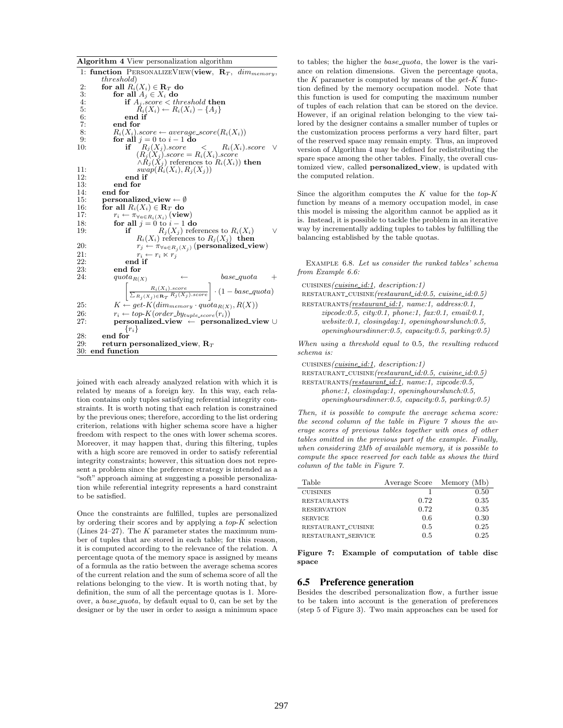**Algorithm 4** View personalization algorithm

```
1: function PersonalizeView(view, R_T, dim_memory, threshold)
2:   for all R_i(X_i) ∈ R_T do
3:     for all A_j ∈ X_i do
4:       if A_j.score < threshold then
5:         R_i(X_i) ← R_i(X_i) − {A_j}
6:       end if
7:     end for
8:     R_i(X_i).score ← average_score(R_i(X_i))
9:     for all j = 0 to i − 1 do
10:      if R_j(X_j).score < R_i(X_i).score ∨ (R_j(X_j).score = R_i(X_i).score ∧ R_j(X_j) references to R_i(X_i)) then
11:        swap(R_i(X_i), R_j(X_j))
12:      end if
13:    end for
14:  end for
15:  personalized_view ← ∅
16:  for all R_i(X_i) ∈ R_T do
17:    r_i ← π_{∀a∈R_i(X_i)}(view)
18:    for all j = 0 to i − 1 do
19:      if R_j(X_j) references to R_i(X_i) ∨ R_i(X_i) references to R_j(X_j) then
20:        r_j ← π_{∀a∈R_j(X_j)}(personalized_view)
21:        r_i ← r_i ⋉ r_j
22:      end if
23:    end for
24:    quota_{R(X)} ← base_quota + [ R_i(X_i).score / Σ_{R_j(X_j)∈R_T} R_j(X_j).score ] · (1 − base_quota)
25:    K ← get-K(dim_memory · quota_{R(X)}, R(X))
26:    r_i ← top-K(order_by_{tuple_score}(r_i))
27:    personalized_view ← personalized_view ∪ {r_i}
28:  end for
29:  return personalized_view, R_T
30: end function
```

joined with each already analyzed relation with which it is related by means of a foreign key. In this way, each relation contains only tuples satisfying referential integrity constraints. It is worth noting that each relation is constrained by the previous ones; therefore, according to the list ordering criterion, relations with higher schema score have a higher freedom with respect to the ones with lower schema scores. Moreover, it may happen that, during this filtering, tuples with a high score are removed in order to satisfy referential integrity constraints; however, this situation does not represent a problem since the preference strategy is intended as a "soft" approach aiming at suggesting a possible personalization while referential integrity represents a hard constraint to be satisfied.

Once the constraints are fulfilled, tuples are personalized by ordering their scores and by applying a *top-K* selection (Lines 24–27). The $K$ parameter states the maximum number of tuples that are stored in each table; for this reason, it is computed according to the relevance of the relation. A percentage quota of the memory space is assigned by means of a formula as the ratio between the average schema scores of the current relation and the sum of schema score of all the relations belonging to the view. It is worth noting that, by definition, the sum of all the percentage quotas is 1. Moreover, a *base_quota*, by default equal to 0, can be set by the designer or by the user in order to assign a minimum space to tables; the higher the *base_quota*, the lower is the variance on relation dimensions. Given the percentage quota, the $K$ parameter is computed by means of the *get-K* function defined by the memory occupation model. Note that this function is used for computing the maximum number of tuples of each relation that can be stored on the device. However, if an original relation belonging to the view tailored by the designer contains a smaller number of tuples or the customization process performs a very hard filter, part of the reserved space may remain empty. Thus, an improved version of Algorithm 4 may be defined for redistributing the spare space among the other tables. Finally, the overall customized view, called **personalized_view**, is updated with the computed relation.

Since the algorithm computes the $K$ value for the *top-K* function by means of a memory occupation model, in case this model is missing the algorithm cannot be applied as it is. Instead, it is possible to tackle the problem in an iterative way by incrementally adding tuples to tables by fulfilling the balancing established by the table quotas.

Example 6.8. *Let us consider the ranked tables' schema from Example 6.6:*

CUISINES*(cuisine_id:1, description:1)*
RESTAURANT_CUISINE*(restaurant_id:0.5, cuisine_id:0.5)*
RESTAURANTS*(restaurant_id:1, name:1, address:0.1, zipcode:0.5, city:0.1, phone:1, fax:0.1, email:0.1, website:0.1, closingday:1, openinghourslunch:0.5, openinghoursdinner:0.5, capacity:0.5, parking:0.5)*

*When using a threshold equal to* 0.5*, the resulting reduced schema is:*

CUISINES*(cuisine_id:1, description:1)*
RESTAURANT_CUISINE*(restaurant_id:0.5, cuisine_id:0.5)*
RESTAURANTS*(restaurant_id:1, name:1, zipcode:0.5, phone:1, closingday:1, openinghourslunch:0.5, openinghoursdinner:0.5, capacity:0.5, parking:0.5)*

*Then, it is possible to compute the average schema score: the second column of the table in Figure 7 shows the average scores of previous tables together with ones of other tables omitted in the previous part of the example. Finally, when considering 2Mb of available memory, it is possible to compute the space reserved for each table as shows the third column of the table in Figure 7.*

| Table | Average Score | Memory (Mb) |
|---|---|---|
| CUISINES | 1 | 0.50 |
| RESTAURANTS | 0.72 | 0.35 |
| RESERVATION | 0.72 | 0.35 |
| SERVICE | 0.6 | 0.30 |
| RESTAURANT_CUISINE | 0.5 | 0.25 |
| RESTAURANT_SERVICE | 0.5 | 0.25 |

**Figure 7: Example of computation of table disc space**

## 6.5 Preference generation

Besides the described personalization flow, a further issue to be taken into account is the generation of preferences (step 5 of Figure 3). Two main approaches can be used for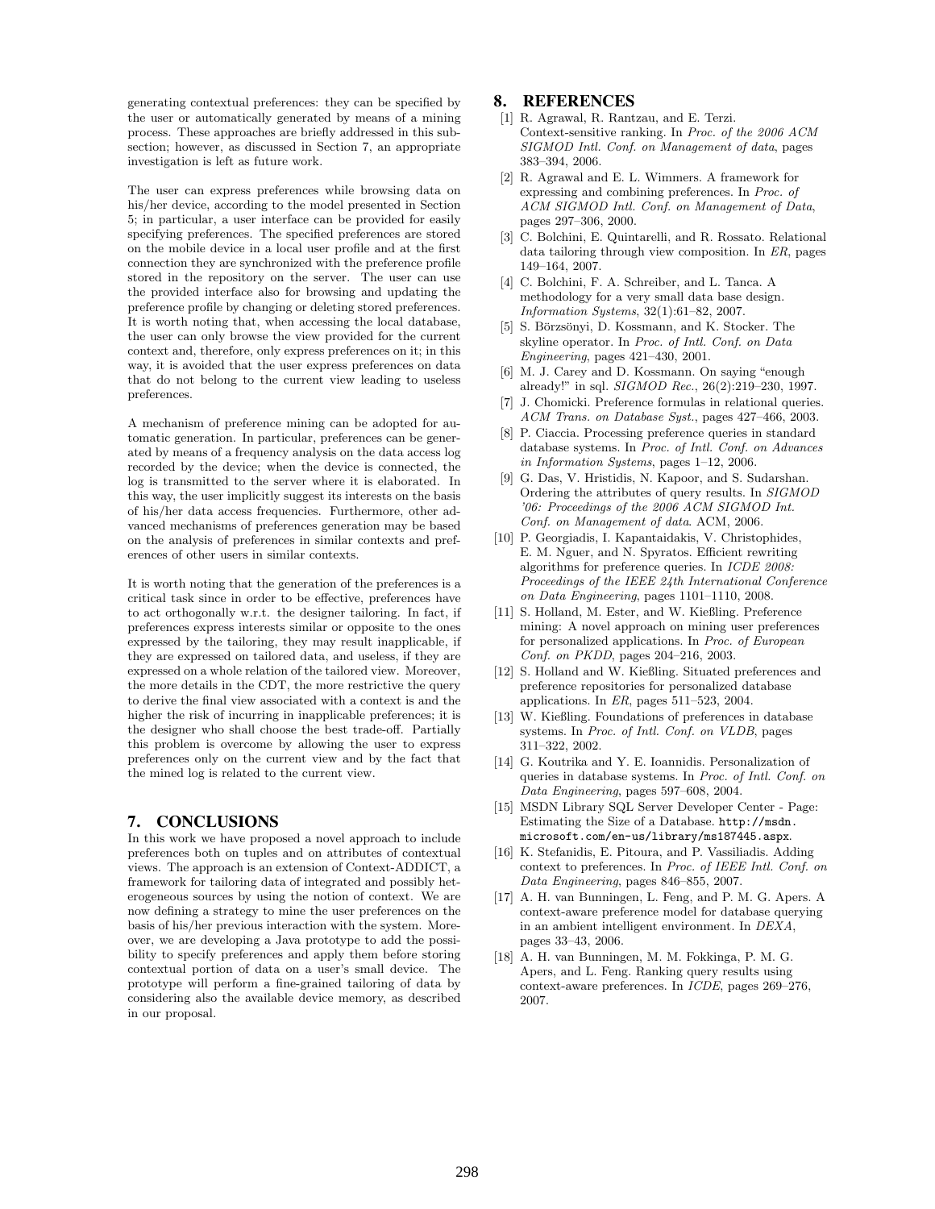generating contextual preferences: they can be specified by the user or automatically generated by means of a mining process. These approaches are briefly addressed in this subsection; however, as discussed in Section 7, an appropriate investigation is left as future work.

The user can express preferences while browsing data on his/her device, according to the model presented in Section 5; in particular, a user interface can be provided for easily specifying preferences. The specified preferences are stored on the mobile device in a local user profile and at the first connection they are synchronized with the preference profile stored in the repository on the server. The user can use the provided interface also for browsing and updating the preference profile by changing or deleting stored preferences. It is worth noting that, when accessing the local database, the user can only browse the view provided for the current context and, therefore, only express preferences on it; in this way, it is avoided that the user express preferences on data that do not belong to the current view leading to useless preferences.

A mechanism of preference mining can be adopted for automatic generation. In particular, preferences can be generated by means of a frequency analysis on the data access log recorded by the device; when the device is connected, the log is transmitted to the server where it is elaborated. In this way, the user implicitly suggest its interests on the basis of his/her data access frequencies. Furthermore, other advanced mechanisms of preferences generation may be based on the analysis of preferences in similar contexts and preferences of other users in similar contexts.

It is worth noting that the generation of the preferences is a critical task since in order to be effective, preferences have to act orthogonally w.r.t. the designer tailoring. In fact, if preferences express interests similar or opposite to the ones expressed by the tailoring, they may result inapplicable, if they are expressed on tailored data, and useless, if they are expressed on a whole relation of the tailored view. Moreover, the more details in the CDT, the more restrictive the query to derive the final view associated with a context is and the higher the risk of incurring in inapplicable preferences; it is the designer who shall choose the best trade-off. Partially this problem is overcome by allowing the user to express preferences only on the current view and by the fact that the mined log is related to the current view.

## 7. CONCLUSIONS

In this work we have proposed a novel approach to include preferences both on tuples and on attributes of contextual views. The approach is an extension of Context-ADDICT, a framework for tailoring data of integrated and possibly heterogeneous sources by using the notion of context. We are now defining a strategy to mine the user preferences on the basis of his/her previous interaction with the system. Moreover, we are developing a Java prototype to add the possibility to specify preferences and apply them before storing contextual portion of data on a user's small device. The prototype will perform a fine-grained tailoring of data by considering also the available device memory, as described in our proposal.

## 8. REFERENCES

[1] R. Agrawal, R. Rantzau, and E. Terzi. Context-sensitive ranking. In *Proc. of the 2006 ACM SIGMOD Intl. Conf. on Management of data*, pages 383–394, 2006.

[2] R. Agrawal and E. L. Wimmers. A framework for expressing and combining preferences. In *Proc. of ACM SIGMOD Intl. Conf. on Management of Data*, pages 297–306, 2000.

[3] C. Bolchini, E. Quintarelli, and R. Rossato. Relational data tailoring through view composition. In *ER*, pages 149–164, 2007.

[4] C. Bolchini, F. A. Schreiber, and L. Tanca. A methodology for a very small data base design. *Information Systems*, 32(1):61–82, 2007.

[5] S. Börzsönyi, D. Kossmann, and K. Stocker. The skyline operator. In *Proc. of Intl. Conf. on Data Engineering*, pages 421–430, 2001.

[6] M. J. Carey and D. Kossmann. On saying "enough already!" in sql. *SIGMOD Rec.*, 26(2):219–230, 1997.

[7] J. Chomicki. Preference formulas in relational queries. *ACM Trans. on Database Syst.*, pages 427–466, 2003.

[8] P. Ciaccia. Processing preference queries in standard database systems. In *Proc. of Intl. Conf. on Advances in Information Systems*, pages 1–12, 2006.

[9] G. Das, V. Hristidis, N. Kapoor, and S. Sudarshan. Ordering the attributes of query results. In *SIGMOD '06: Proceedings of the 2006 ACM SIGMOD Int. Conf. on Management of data*. ACM, 2006.

[10] P. Georgiadis, I. Kapantaidakis, V. Christophides, E. M. Nguer, and N. Spyratos. Efficient rewriting algorithms for preference queries. In *ICDE 2008: Proceedings of the IEEE 24th International Conference on Data Engineering*, pages 1101–1110, 2008.

[11] S. Holland, M. Ester, and W. Kießling. Preference mining: A novel approach on mining user preferences for personalized applications. In *Proc. of European Conf. on PKDD*, pages 204–216, 2003.

[12] S. Holland and W. Kießling. Situated preferences and preference repositories for personalized database applications. In *ER*, pages 511–523, 2004.

[13] W. Kießling. Foundations of preferences in database systems. In *Proc. of Intl. Conf. on VLDB*, pages 311–322, 2002.

[14] G. Koutrika and Y. E. Ioannidis. Personalization of queries in database systems. In *Proc. of Intl. Conf. on Data Engineering*, pages 597–608, 2004.

[15] MSDN Library SQL Server Developer Center - Page: Estimating the Size of a Database. http://msdn.microsoft.com/en-us/library/ms187445.aspx.

[16] K. Stefanidis, E. Pitoura, and P. Vassiliadis. Adding context to preferences. In *Proc. of IEEE Intl. Conf. on Data Engineering*, pages 846–855, 2007.

[17] A. H. van Bunningen, L. Feng, and P. M. G. Apers. A context-aware preference model for database querying in an ambient intelligent environment. In *DEXA*, pages 33–43, 2006.

[18] A. H. van Bunningen, M. M. Fokkinga, P. M. G. Apers, and L. Feng. Ranking query results using context-aware preferences. In *ICDE*, pages 269–276, 2007.